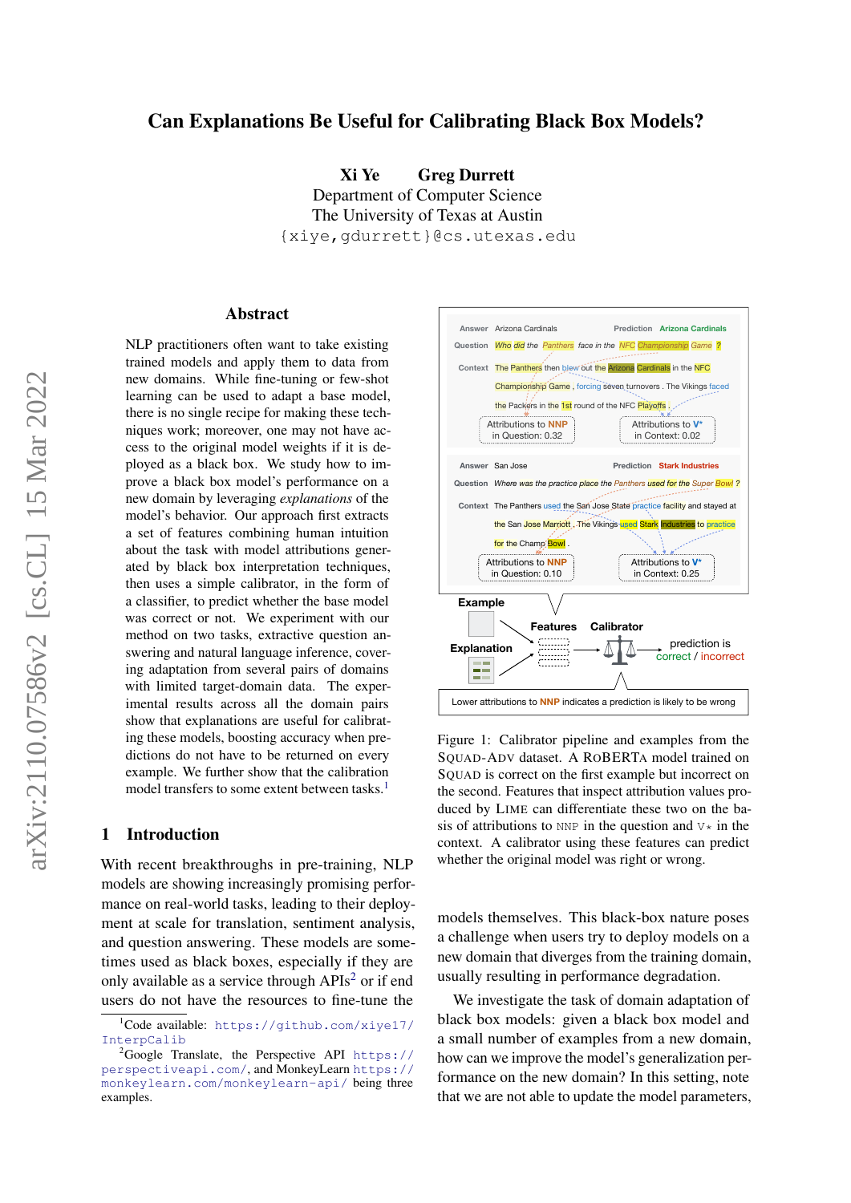# Can Explanations Be Useful for Calibrating Black Box Models?

**Xi Ye  Greg Durrett**
Department of Computer Science
The University of Texas at Austin
{xiye,gdurrett}@cs.utexas.edu

## Abstract

NLP practitioners often want to take existing trained models and apply them to data from new domains. While fine-tuning or few-shot learning can be used to adapt a base model, there is no single recipe for making these techniques work; moreover, one may not have access to the original model weights if it is deployed as a black box. We study how to improve a black box model's performance on a new domain by leveraging *explanations* of the model's behavior. Our approach first extracts a set of features combining human intuition about the task with model attributions generated by black box interpretation techniques, then uses a simple calibrator, in the form of a classifier, to predict whether the base model was correct or not. We experiment with our method on two tasks, extractive question answering and natural language inference, covering adaptation from several pairs of domains with limited target-domain data. The experimental results across all the domain pairs show that explanations are useful for calibrating these models, boosting accuracy when predictions do not have to be returned on every example. We further show that the calibration model transfers to some extent between tasks.[1]

## 1 Introduction

With recent breakthroughs in pre-training, NLP models are showing increasingly promising performance on real-world tasks, leading to their deployment at scale for translation, sentiment analysis, and question answering. These models are sometimes used as black boxes, especially if they are only available as a service through APIs[2] or if end users do not have the resources to fine-tune the models themselves. This black-box nature poses a challenge when users try to deploy models on a new domain that diverges from the training domain, usually resulting in performance degradation.

We investigate the task of domain adaptation of black box models: given a black box model and a small number of examples from a new domain, how can we improve the model's generalization performance on the new domain? In this setting, note that we are not able to update the model parameters,

Figure 1: Calibrator pipeline and examples from the SQuAD-Adv dataset. A RoBERTa model trained on SQuAD is correct on the first example but incorrect on the second. Features that inspect attribution values produced by LIME can differentiate these two on the basis of attributions to NNP in the question and V* in the context. A calibrator using these features can predict whether the original model was right or wrong.

[1] Code available: https://github.com/xiye17/InterpCalib

[2] Google Translate, the Perspective API https://perspectiveapi.com/, and MonkeyLearn https://monkeylearn.com/monkeylearn-api/ being three examples.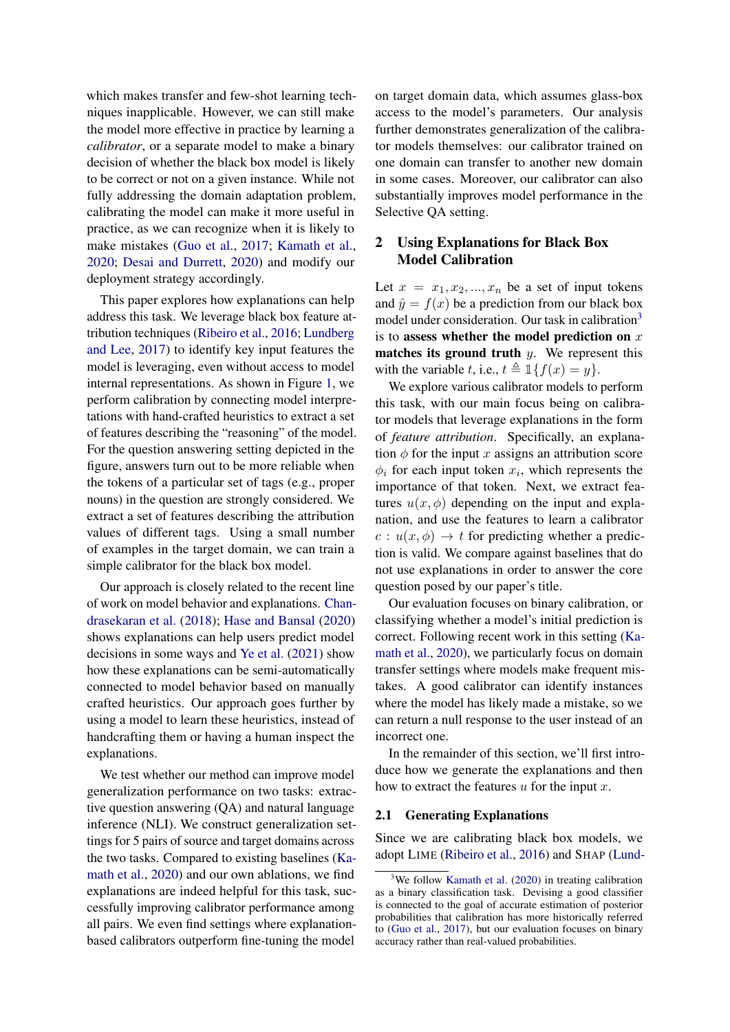which makes transfer and few-shot learning techniques inapplicable. However, we can still make the model more effective in practice by learning a *calibrator*, or a separate model to make a binary decision of whether the black box model is likely to be correct or not on a given instance. While not fully addressing the domain adaptation problem, calibrating the model can make it more useful in practice, as we can recognize when it is likely to make mistakes (Guo et al., 2017; Kamath et al., 2020; Desai and Durrett, 2020) and modify our deployment strategy accordingly.

This paper explores how explanations can help address this task. We leverage black box feature attribution techniques (Ribeiro et al., 2016; Lundberg and Lee, 2017) to identify key input features the model is leveraging, even without access to model internal representations. As shown in Figure 1, we perform calibration by connecting model interpretations with hand-crafted heuristics to extract a set of features describing the "reasoning" of the model. For the question answering setting depicted in the figure, answers turn out to be more reliable when the tokens of a particular set of tags (e.g., proper nouns) in the question are strongly considered. We extract a set of features describing the attribution values of different tags. Using a small number of examples in the target domain, we can train a simple calibrator for the black box model.

Our approach is closely related to the recent line of work on model behavior and explanations. Chandrasekaran et al. (2018); Hase and Bansal (2020) shows explanations can help users predict model decisions in some ways and Ye et al. (2021) show how these explanations can be semi-automatically connected to model behavior based on manually crafted heuristics. Our approach goes further by using a model to learn these heuristics, instead of handcrafting them or having a human inspect the explanations.

We test whether our method can improve model generalization performance on two tasks: extractive question answering (QA) and natural language inference (NLI). We construct generalization settings for 5 pairs of source and target domains across the two tasks. Compared to existing baselines (Kamath et al., 2020) and our own ablations, we find explanations are indeed helpful for this task, successfully improving calibrator performance among all pairs. We even find settings where explanation-based calibrators outperform fine-tuning the model on target domain data, which assumes glass-box access to the model's parameters. Our analysis further demonstrates generalization of the calibrator models themselves: our calibrator trained on one domain can transfer to another new domain in some cases. Moreover, our calibrator can also substantially improves model performance in the Selective QA setting.

## 2 Using Explanations for Black Box Model Calibration

Let $x = x_1, x_2, ..., x_n$ be a set of input tokens and $\hat{y} = f(x)$ be a prediction from our black box model under consideration. Our task in calibration[3] is to **assess whether the model prediction on** $x$ **matches its ground truth** $y$. We represent this with the variable $t$, i.e., $t \triangleq \mathbb{1}\{f(x) = y\}$.

We explore various calibrator models to perform this task, with our main focus being on calibrator models that leverage explanations in the form of *feature attribution*. Specifically, an explanation $\phi$ for the input $x$ assigns an attribution score $\phi_i$ for each input token $x_i$, which represents the importance of that token. Next, we extract features $u(x, \phi)$ depending on the input and explanation, and use the features to learn a calibrator $c : u(x, \phi) \to t$ for predicting whether a prediction is valid. We compare against baselines that do not use explanations in order to answer the core question posed by our paper's title.

Our evaluation focuses on binary calibration, or classifying whether a model's initial prediction is correct. Following recent work in this setting (Kamath et al., 2020), we particularly focus on domain transfer settings where models make frequent mistakes. A good calibrator can identify instances where the model has likely made a mistake, so we can return a null response to the user instead of an incorrect one.

In the remainder of this section, we'll first introduce how we generate the explanations and then how to extract the features $u$ for the input $x$.

### 2.1 Generating Explanations

Since we are calibrating black box models, we adopt LIME (Ribeiro et al., 2016) and SHAP (Lund-

[3] We follow Kamath et al. (2020) in treating calibration as a binary classification task. Devising a good classifier is connected to the goal of accurate estimation of posterior probabilities that calibration has more historically referred to (Guo et al., 2017), but our evaluation focuses on binary accuracy rather than real-valued probabilities.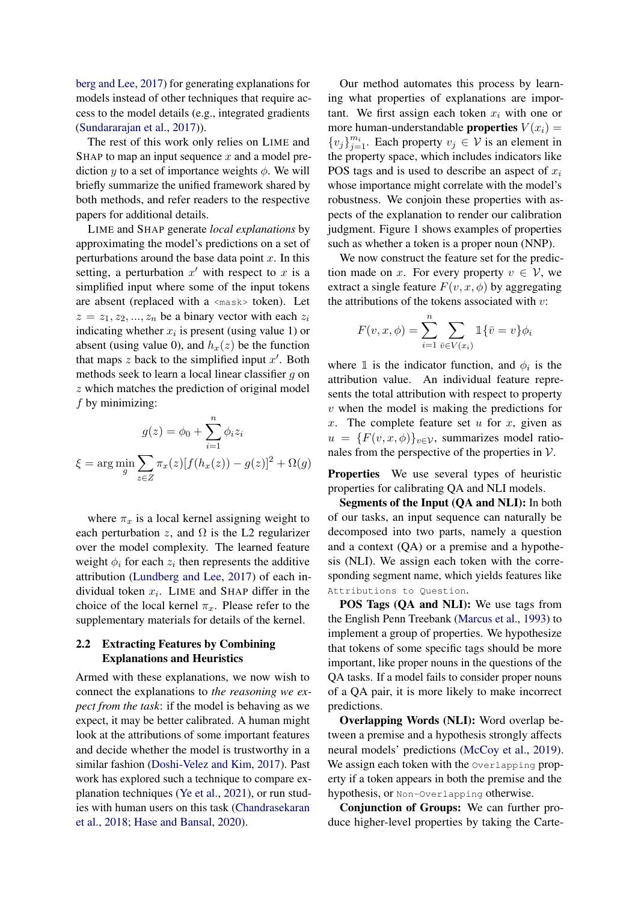berg and Lee, 2017) for generating explanations for models instead of other techniques that require access to the model details (e.g., integrated gradients (Sundararajan et al., 2017)).

The rest of this work only relies on LIME and SHAP to map an input sequence $x$ and a model prediction $y$ to a set of importance weights $\phi$. We will briefly summarize the unified framework shared by both methods, and refer readers to the respective papers for additional details.

LIME and SHAP generate *local explanations* by approximating the model's predictions on a set of perturbations around the base data point $x$. In this setting, a perturbation $x'$ with respect to $x$ is a simplified input where some of the input tokens are absent (replaced with a `<mask>` token). Let $z = z_1, z_2, ..., z_n$ be a binary vector with each $z_i$ indicating whether $x_i$ is present (using value 1) or absent (using value 0), and $h_x(z)$ be the function that maps $z$ back to the simplified input $x'$. Both methods seek to learn a local linear classifier $g$ on $z$ which matches the prediction of original model $f$ by minimizing:

$$g(z) = \phi_0 + \sum_{i=1}^{n} \phi_i z_i$$

$$\xi = \arg\min_{g} \sum_{z \in Z} \pi_x(z)[f(h_x(z)) - g(z)]^2 + \Omega(g)$$

where $\pi_x$ is a local kernel assigning weight to each perturbation $z$, and $\Omega$ is the L2 regularizer over the model complexity. The learned feature weight $\phi_i$ for each $z_i$ then represents the additive attribution (Lundberg and Lee, 2017) of each individual token $x_i$. LIME and SHAP differ in the choice of the local kernel $\pi_x$. Please refer to the supplementary materials for details of the kernel.

## 2.2 Extracting Features by Combining Explanations and Heuristics

Armed with these explanations, we now wish to connect the explanations to *the reasoning we expect from the task*: if the model is behaving as we expect, it may be better calibrated. A human might look at the attributions of some important features and decide whether the model is trustworthy in a similar fashion (Doshi-Velez and Kim, 2017). Past work has explored such a technique to compare explanation techniques (Ye et al., 2021), or run studies with human users on this task (Chandrasekaran et al., 2018; Hase and Bansal, 2020).

Our method automates this process by learning what properties of explanations are important. We first assign each token $x_i$ with one or more human-understandable **properties** $V(x_i) = \{v_j\}_{j=1}^{m_i}$. Each property $v_j \in \mathcal{V}$ is an element in the property space, which includes indicators like POS tags and is used to describe an aspect of $x_i$ whose importance might correlate with the model's robustness. We conjoin these properties with aspects of the explanation to render our calibration judgment. Figure 1 shows examples of properties such as whether a token is a proper noun (NNP).

We now construct the feature set for the prediction made on $x$. For every property $v \in \mathcal{V}$, we extract a single feature $F(v, x, \phi)$ by aggregating the attributions of the tokens associated with $v$:

$$F(v, x, \phi) = \sum_{i=1}^{n} \sum_{\bar{v} \in V(x_i)} \mathbb{1}\{\bar{v} = v\}\phi_i$$

where $\mathbb{1}$ is the indicator function, and $\phi_i$ is the attribution value. An individual feature represents the total attribution with respect to property $v$ when the model is making the predictions for $x$. The complete feature set $u$ for $x$, given as $u = \{F(v, x, \phi)\}_{v \in \mathcal{V}}$, summarizes model rationales from the perspective of the properties in $\mathcal{V}$.

**Properties** We use several types of heuristic properties for calibrating QA and NLI models.

**Segments of the Input (QA and NLI):** In both of our tasks, an input sequence can naturally be decomposed into two parts, namely a question and a context (QA) or a premise and a hypothesis (NLI). We assign each token with the corresponding segment name, which yields features like `Attributions to Question`.

**POS Tags (QA and NLI):** We use tags from the English Penn Treebank (Marcus et al., 1993) to implement a group of properties. We hypothesize that tokens of some specific tags should be more important, like proper nouns in the questions of the QA tasks. If a model fails to consider proper nouns of a QA pair, it is more likely to make incorrect predictions.

**Overlapping Words (NLI):** Word overlap between a premise and a hypothesis strongly affects neural models' predictions (McCoy et al., 2019). We assign each token with the `Overlapping` property if a token appears in both the premise and the hypothesis, or `Non-Overlapping` otherwise.

**Conjunction of Groups:** We can further produce higher-level properties by taking the Carte-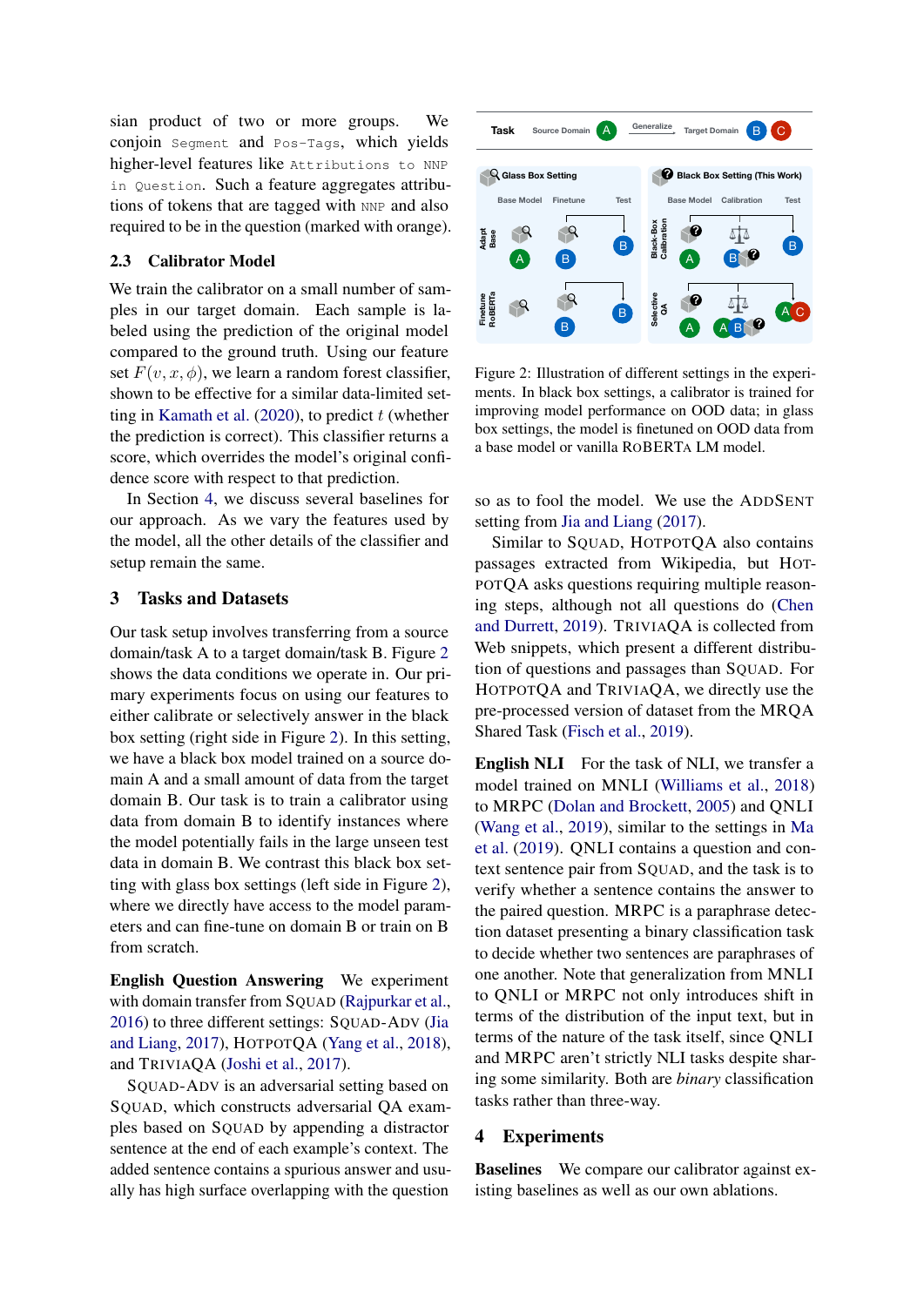sian product of two or more groups. We conjoin `Segment` and `Pos-Tags`, which yields higher-level features like `Attributions to NNP in Question`. Such a feature aggregates attributions of tokens that are tagged with `NNP` and also required to be in the question (marked with orange).

## 2.3 Calibrator Model

We train the calibrator on a small number of samples in our target domain. Each sample is labeled using the prediction of the original model compared to the ground truth. Using our feature set $F(v, x, \phi)$, we learn a random forest classifier, shown to be effective for a similar data-limited setting in Kamath et al. (2020), to predict $t$ (whether the prediction is correct). This classifier returns a score, which overrides the model's original confidence score with respect to that prediction.

In Section 4, we discuss several baselines for our approach. As we vary the features used by the model, all the other details of the classifier and setup remain the same.

# 3 Tasks and Datasets

Our task setup involves transferring from a source domain/task A to a target domain/task B. Figure 2 shows the data conditions we operate in. Our primary experiments focus on using our features to either calibrate or selectively answer in the black box setting (right side in Figure 2). In this setting, we have a black box model trained on a source domain A and a small amount of data from the target domain B. Our task is to train a calibrator using data from domain B to identify instances where the model potentially fails in the large unseen test data in domain B. We contrast this black box setting with glass box settings (left side in Figure 2), where we directly have access to the model parameters and can fine-tune on domain B or train on B from scratch.

Figure 2: Illustration of different settings in the experiments. In black box settings, a calibrator is trained for improving model performance on OOD data; in glass box settings, the model is finetuned on OOD data from a base model or vanilla RoBERTa LM model.

**English Question Answering** We experiment with domain transfer from SQuAD (Rajpurkar et al., 2016) to three different settings: SQuAD-Adv (Jia and Liang, 2017), HotpotQA (Yang et al., 2018), and TriviaQA (Joshi et al., 2017).

SQuAD-Adv is an adversarial setting based on SQuAD, which constructs adversarial QA examples based on SQuAD by appending a distractor sentence at the end of each example's context. The added sentence contains a spurious answer and usually has high surface overlapping with the question so as to fool the model. We use the AddSent setting from Jia and Liang (2017).

Similar to SQuAD, HotpotQA also contains passages extracted from Wikipedia, but HotpotQA asks questions requiring multiple reasoning steps, although not all questions do (Chen and Durrett, 2019). TriviaQA is collected from Web snippets, which present a different distribution of questions and passages than SQuAD. For HotpotQA and TriviaQA, we directly use the pre-processed version of dataset from the MRQA Shared Task (Fisch et al., 2019).

**English NLI** For the task of NLI, we transfer a model trained on MNLI (Williams et al., 2018) to MRPC (Dolan and Brockett, 2005) and QNLI (Wang et al., 2019), similar to the settings in Ma et al. (2019). QNLI contains a question and context sentence pair from SQuAD, and the task is to verify whether a sentence contains the answer to the paired question. MRPC is a paraphrase detection dataset presenting a binary classification task to decide whether two sentences are paraphrases of one another. Note that generalization from MNLI to QNLI or MRPC not only introduces shift in terms of the distribution of the input text, but in terms of the nature of the task itself, since QNLI and MRPC aren't strictly NLI tasks despite sharing some similarity. Both are *binary* classification tasks rather than three-way.

# 4 Experiments

**Baselines** We compare our calibrator against existing baselines as well as our own ablations.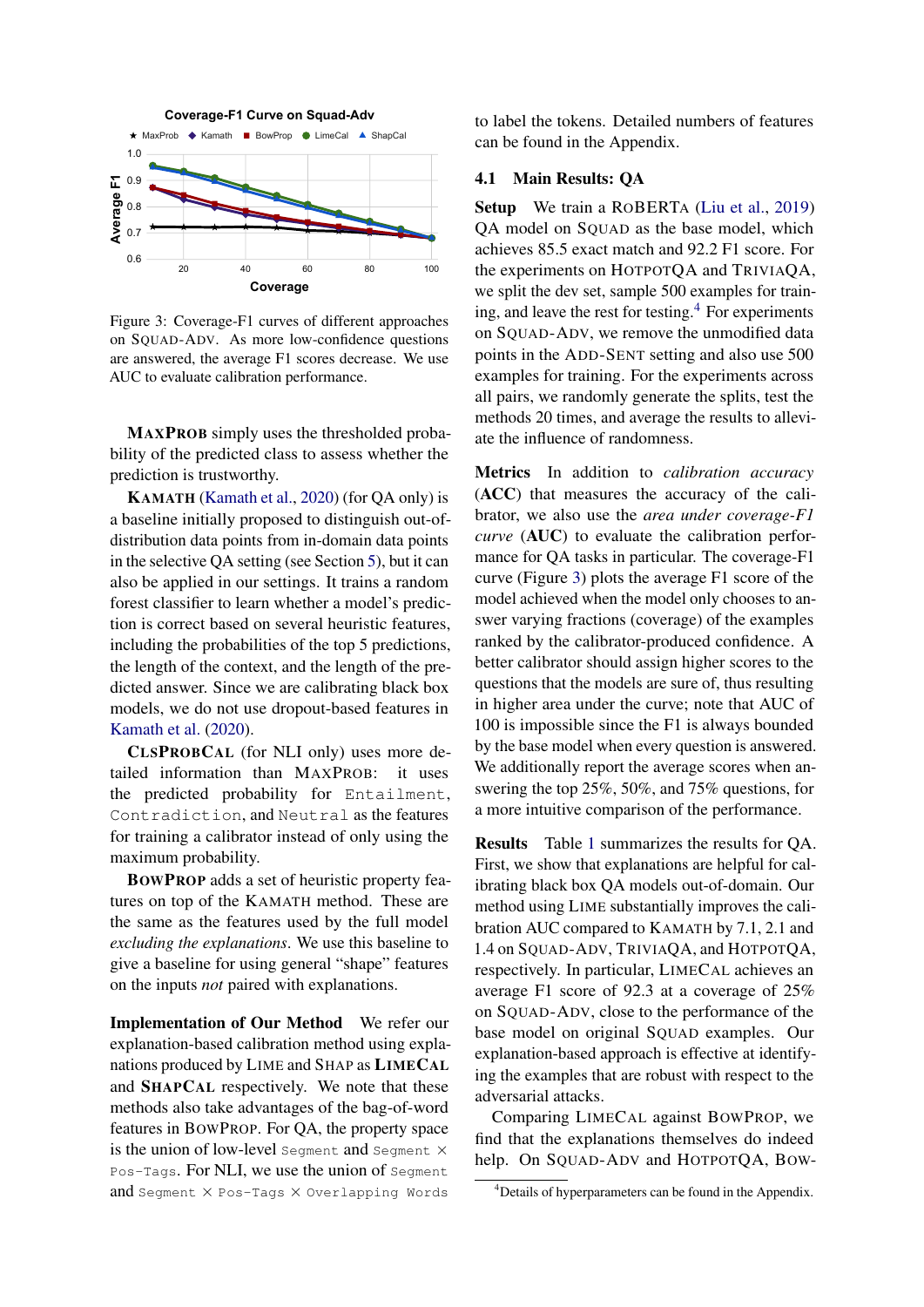Figure 3: Coverage-F1 curves of different approaches on SQUAD-ADV. As more low-confidence questions are answered, the average F1 scores decrease. We use AUC to evaluate calibration performance.

**MAXPROB** simply uses the thresholded probability of the predicted class to assess whether the prediction is trustworthy.

**KAMATH** (Kamath et al., 2020) (for QA only) is a baseline initially proposed to distinguish out-of-distribution data points from in-domain data points in the selective QA setting (see Section 5), but it can also be applied in our settings. It trains a random forest classifier to learn whether a model's prediction is correct based on several heuristic features, including the probabilities of the top 5 predictions, the length of the context, and the length of the predicted answer. Since we are calibrating black box models, we do not use dropout-based features in Kamath et al. (2020).

**CLSPROBCAL** (for NLI only) uses more detailed information than MAXPROB: it uses the predicted probability for `Entailment`, `Contradiction`, and `Neutral` as the features for training a calibrator instead of only using the maximum probability.

**BOWPROP** adds a set of heuristic property features on top of the KAMATH method. These are the same as the features used by the full model *excluding the explanations*. We use this baseline to give a baseline for using general "shape" features on the inputs *not* paired with explanations.

**Implementation of Our Method** We refer our explanation-based calibration method using explanations produced by LIME and SHAP as **LIMECAL** and **SHAPCAL** respectively. We note that these methods also take advantages of the bag-of-word features in BOWPROP. For QA, the property space is the union of low-level `Segment` and `Segment` × `Pos-Tags`. For NLI, we use the union of `Segment` and `Segment` × `Pos-Tags` × `Overlapping Words` to label the tokens. Detailed numbers of features can be found in the Appendix.

### 4.1 Main Results: QA

**Setup** We train a ROBERTA (Liu et al., 2019) QA model on SQUAD as the base model, which achieves 85.5 exact match and 92.2 F1 score. For the experiments on HOTPOTQA and TRIVIAQA, we split the dev set, sample 500 examples for training, and leave the rest for testing.[4] For experiments on SQUAD-ADV, we remove the unmodified data points in the ADD-SENT setting and also use 500 examples for training. For the experiments across all pairs, we randomly generate the splits, test the methods 20 times, and average the results to alleviate the influence of randomness.

**Metrics** In addition to *calibration accuracy* (**ACC**) that measures the accuracy of the calibrator, we also use the *area under coverage-F1 curve* (**AUC**) to evaluate the calibration performance for QA tasks in particular. The coverage-F1 curve (Figure 3) plots the average F1 score of the model achieved when the model only chooses to answer varying fractions (coverage) of the examples ranked by the calibrator-produced confidence. A better calibrator should assign higher scores to the questions that the models are sure of, thus resulting in higher area under the curve; note that AUC of 100 is impossible since the F1 is always bounded by the base model when every question is answered. We additionally report the average scores when answering the top 25%, 50%, and 75% questions, for a more intuitive comparison of the performance.

**Results** Table 1 summarizes the results for QA. First, we show that explanations are helpful for calibrating black box QA models out-of-domain. Our method using LIME substantially improves the calibration AUC compared to KAMATH by 7.1, 2.1 and 1.4 on SQUAD-ADV, TRIVIAQA, and HOTPOTQA, respectively. In particular, LIMECAL achieves an average F1 score of 92.3 at a coverage of 25% on SQUAD-ADV, close to the performance of the base model on original SQUAD examples. Our explanation-based approach is effective at identifying the examples that are robust with respect to the adversarial attacks.

Comparing LIMECAL against BOWPROP, we find that the explanations themselves do indeed help. On SQUAD-ADV and HOTPOTQA, BOW-

[4]Details of hyperparameters can be found in the Appendix.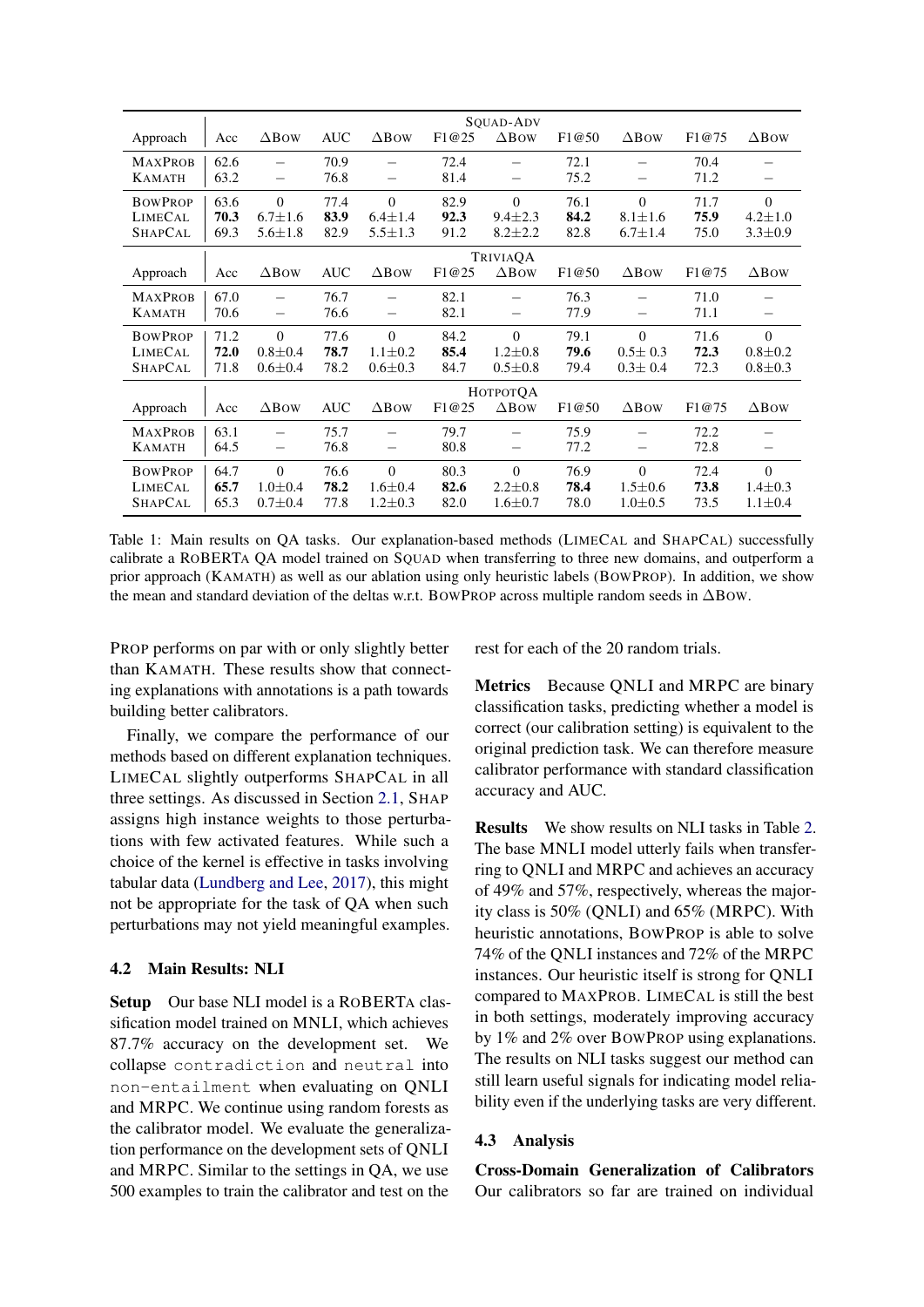| Approach | SQuAD-Adv | | | | | | | | | |
|---|---|---|---|---|---|---|---|---|---|---|
| | Acc | ΔBow | AUC | ΔBow | F1@25 | ΔBow | F1@50 | ΔBow | F1@75 | ΔBow |
| MaxProb | 62.6 | – | 70.9 | – | 72.4 | – | 72.1 | – | 70.4 | – |
| Kamath | 63.2 | – | 76.8 | – | 81.4 | – | 75.2 | – | 71.2 | – |
| BowProp | 63.6 | 0 | 77.4 | 0 | 82.9 | 0 | 76.1 | 0 | 71.7 | 0 |
| LimeCal | **70.3** | 6.7±1.6 | **83.9** | 6.4±1.4 | **92.3** | 9.4±2.3 | **84.2** | 8.1±1.6 | **75.9** | 4.2±1.0 |
| ShapCal | 69.3 | 5.6±1.8 | 82.9 | 5.5±1.3 | 91.2 | 8.2±2.2 | 82.8 | 6.7±1.4 | 75.0 | 3.3±0.9 |
| | **TriviaQA** | | | | | | | | | |
| Approach | Acc | ΔBow | AUC | ΔBow | F1@25 | ΔBow | F1@50 | ΔBow | F1@75 | ΔBow |
| MaxProb | 67.0 | – | 76.7 | – | 82.1 | – | 76.3 | – | 71.0 | – |
| Kamath | 70.6 | – | 76.6 | – | 82.1 | – | 77.9 | – | 71.1 | – |
| BowProp | 71.2 | 0 | 77.6 | 0 | 84.2 | 0 | 79.1 | 0 | 71.6 | 0 |
| LimeCal | **72.0** | 0.8±0.4 | **78.7** | 1.1±0.2 | **85.4** | 1.2±0.8 | **79.6** | 0.5± 0.3 | **72.3** | 0.8±0.2 |
| ShapCal | 71.8 | 0.6±0.4 | 78.2 | 0.6±0.3 | 84.7 | 0.5±0.8 | 79.4 | 0.3± 0.4 | 72.3 | 0.8±0.3 |
| | **HotpotQA** | | | | | | | | | |
| Approach | Acc | ΔBow | AUC | ΔBow | F1@25 | ΔBow | F1@50 | ΔBow | F1@75 | ΔBow |
| MaxProb | 63.1 | – | 75.7 | – | 79.7 | – | 75.9 | – | 72.2 | – |
| Kamath | 64.5 | – | 76.8 | – | 80.8 | – | 77.2 | – | 72.8 | – |
| BowProp | 64.7 | 0 | 76.6 | 0 | 80.3 | 0 | 76.9 | 0 | 72.4 | 0 |
| LimeCal | **65.7** | 1.0±0.4 | **78.2** | 1.6±0.4 | **82.6** | 2.2±0.8 | **78.4** | 1.5±0.6 | **73.8** | 1.4±0.3 |
| ShapCal | 65.3 | 0.7±0.4 | 77.8 | 1.2±0.3 | 82.0 | 1.6±0.7 | 78.0 | 1.0±0.5 | 73.5 | 1.1±0.4 |

Table 1: Main results on QA tasks. Our explanation-based methods (LimeCal and ShapCal) successfully calibrate a RoBERTa QA model trained on SQuAD when transferring to three new domains, and outperform a prior approach (Kamath) as well as our ablation using only heuristic labels (BowProp). In addition, we show the mean and standard deviation of the deltas w.r.t. BowProp across multiple random seeds in ΔBow.

Prop performs on par with or only slightly better than Kamath. These results show that connecting explanations with annotations is a path towards building better calibrators.

Finally, we compare the performance of our methods based on different explanation techniques. LimeCal slightly outperforms ShapCal in all three settings. As discussed in Section 2.1, Shap assigns high instance weights to those perturbations with few activated features. While such a choice of the kernel is effective in tasks involving tabular data (Lundberg and Lee, 2017), this might not be appropriate for the task of QA when such perturbations may not yield meaningful examples.

### 4.2 Main Results: NLI

**Setup** Our base NLI model is a RoBERTa classification model trained on MNLI, which achieves 87.7% accuracy on the development set. We collapse `contradiction` and `neutral` into `non-entailment` when evaluating on QNLI and MRPC. We continue using random forests as the calibrator model. We evaluate the generalization performance on the development sets of QNLI and MRPC. Similar to the settings in QA, we use 500 examples to train the calibrator and test on the rest for each of the 20 random trials.

**Metrics** Because QNLI and MRPC are binary classification tasks, predicting whether a model is correct (our calibration setting) is equivalent to the original prediction task. We can therefore measure calibrator performance with standard classification accuracy and AUC.

**Results** We show results on NLI tasks in Table 2. The base MNLI model utterly fails when transferring to QNLI and MRPC and achieves an accuracy of 49% and 57%, respectively, whereas the majority class is 50% (QNLI) and 65% (MRPC). With heuristic annotations, BowProp is able to solve 74% of the QNLI instances and 72% of the MRPC instances. Our heuristic itself is strong for QNLI compared to MaxProb. LimeCal is still the best in both settings, moderately improving accuracy by 1% and 2% over BowProp using explanations. The results on NLI tasks suggest our method can still learn useful signals for indicating model reliability even if the underlying tasks are very different.

### 4.3 Analysis

**Cross-Domain Generalization of Calibrators** Our calibrators so far are trained on individual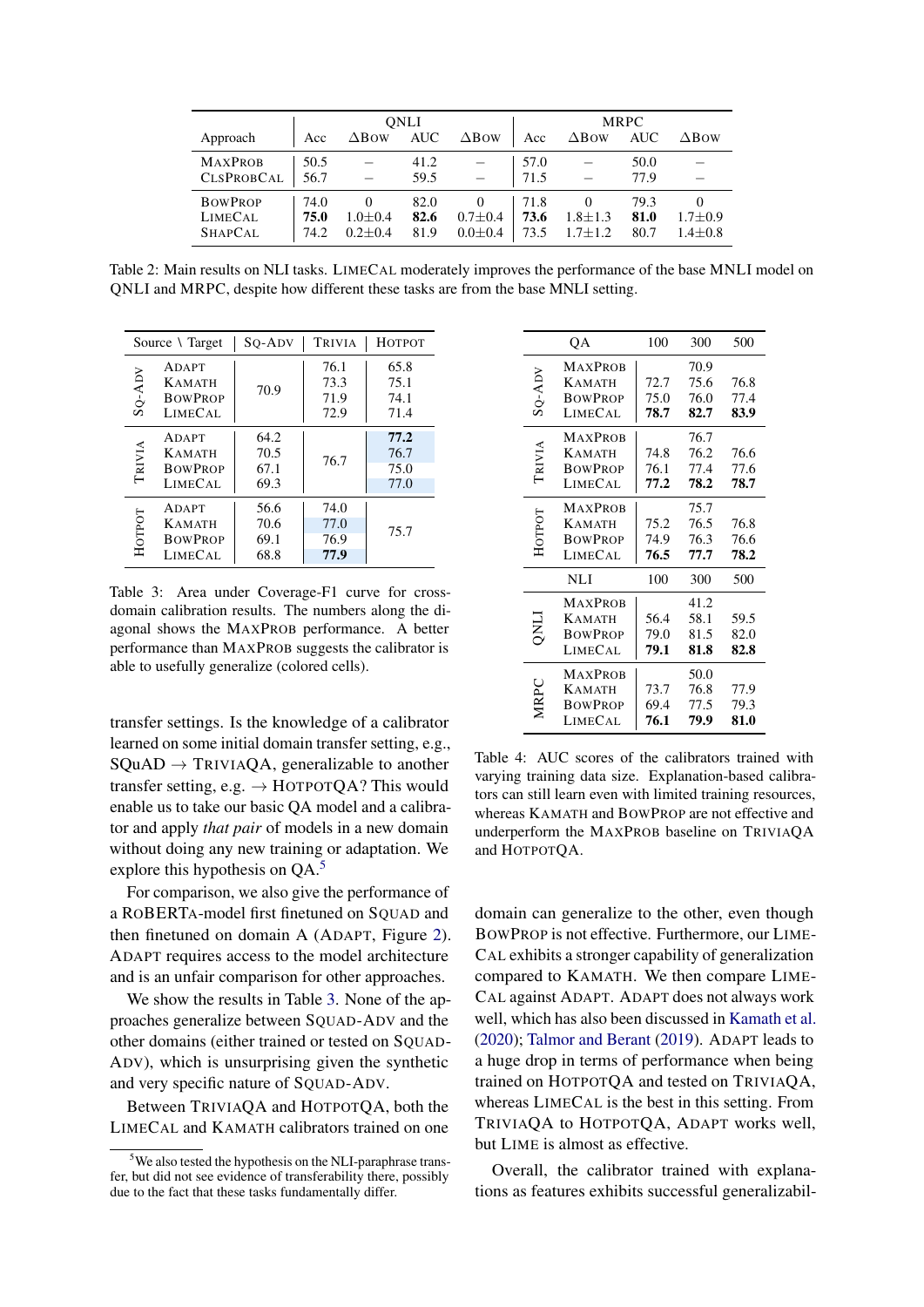| Approach | QNLI | | | | MRPC | | | |
|---|---|---|---|---|---|---|---|---|
| | Acc | ΔBow | AUC | ΔBow | Acc | ΔBow | AUC | ΔBow |
| MaxProb | 50.5 | – | 41.2 | – | 57.0 | – | 50.0 | – |
| ClsProbCal | 56.7 | – | 59.5 | – | 71.5 | – | 77.9 | – |
| BowProp | 74.0 | 0 | 82.0 | 0 | 71.8 | 0 | 79.3 | 0 |
| LimeCal | **75.0** | 1.0±0.4 | **82.6** | 0.7±0.4 | **73.6** | 1.8±1.3 | **81.0** | 1.7±0.9 |
| ShapCal | 74.2 | 0.2±0.4 | 81.9 | 0.0±0.4 | 73.5 | 1.7±1.2 | 80.7 | 1.4±0.8 |

Table 2: Main results on NLI tasks. LimeCal moderately improves the performance of the base MNLI model on QNLI and MRPC, despite how different these tasks are from the base MNLI setting.

| Source \ Target | | Sq-Adv | Trivia | Hotpot |
|---|---|---|---|---|
| Sq-Adv | Adapt | 70.9 | 76.1 | 65.8 |
| | Kamath | | 73.3 | 75.1 |
| | BowProp | | 71.9 | 74.1 |
| | LimeCal | | 72.9 | 71.4 |
| Trivia | Adapt | 64.2 | 76.7 | **77.2** |
| | Kamath | 70.5 | | 76.7 |
| | BowProp | 67.1 | | 75.0 |
| | LimeCal | 69.3 | | 77.0 |
| Hotpot | Adapt | 56.6 | 74.0 | 75.7 |
| | Kamath | 70.6 | 77.0 | |
| | BowProp | 69.1 | 76.9 | |
| | LimeCal | 68.8 | **77.9** | |

Table 3: Area under Coverage-F1 curve for cross-domain calibration results. The numbers along the diagonal shows the MaxProb performance. A better performance than MaxProb suggests the calibrator is able to usefully generalize (colored cells).

transfer settings. Is the knowledge of a calibrator learned on some initial domain transfer setting, e.g., SQuAD → TriviaQA, generalizable to another transfer setting, e.g. → HotpotQA? This would enable us to take our basic QA model and a calibrator and apply *that pair* of models in a new domain without doing any new training or adaptation. We explore this hypothesis on QA.[5]

For comparison, we also give the performance of a RoBERTa-model first finetuned on SQuAD and then finetuned on domain A (Adapt, Figure 2). Adapt requires access to the model architecture and is an unfair comparison for other approaches.

We show the results in Table 3. None of the approaches generalize between SQuAD-Adv and the other domains (either trained or tested on SQuAD-Adv), which is unsurprising given the synthetic and very specific nature of SQuAD-Adv.

Between TriviaQA and HotpotQA, both the LimeCal and Kamath calibrators trained on one domain can generalize to the other, even though BowProp is not effective. Furthermore, our LimeCal exhibits a stronger capability of generalization compared to Kamath. We then compare LimeCal against Adapt. Adapt does not always work well, which has also been discussed in Kamath et al. (2020); Talmor and Berant (2019). Adapt leads to a huge drop in terms of performance when being trained on HotpotQA and tested on TriviaQA, whereas LimeCal is the best in this setting. From TriviaQA to HotpotQA, Adapt works well, but Lime is almost as effective.

Overall, the calibrator trained with explanations as features exhibits successful generalizabil-

[5] We also tested the hypothesis on the NLI-paraphrase transfer, but did not see evidence of transferability there, possibly due to the fact that these tasks fundamentally differ.

| QA | | 100 | 300 | 500 |
|---|---|---|---|---|
| Sq-Adv | MaxProb | | 70.9 | |
| | Kamath | 72.7 | 75.6 | 76.8 |
| | BowProp | 75.0 | 76.0 | 77.4 |
| | LimeCal | **78.7** | **82.7** | **83.9** |
| Trivia | MaxProb | | 76.7 | |
| | Kamath | 74.8 | 76.2 | 76.6 |
| | BowProp | 76.1 | 77.4 | 77.6 |
| | LimeCal | **77.2** | **78.2** | **78.7** |
| Hotpot | MaxProb | | 75.7 | |
| | Kamath | 75.2 | 76.5 | 76.8 |
| | BowProp | 74.9 | 76.3 | 76.6 |
| | LimeCal | **76.5** | **77.7** | **78.2** |
| **NLI** | | **100** | **300** | **500** |
| QNLI | MaxProb | | 41.2 | |
| | Kamath | 56.4 | 58.1 | 59.5 |
| | BowProp | 79.0 | 81.5 | 82.0 |
| | LimeCal | **79.1** | **81.8** | **82.8** |
| MRPC | MaxProb | | 50.0 | |
| | Kamath | 73.7 | 76.8 | 77.9 |
| | BowProp | 69.4 | 77.5 | 79.3 |
| | LimeCal | **76.1** | **79.9** | **81.0** |

Table 4: AUC scores of the calibrators trained with varying training data size. Explanation-based calibrators can still learn even with limited training resources, whereas Kamath and BowProp are not effective and underperform the MaxProb baseline on TriviaQA and HotpotQA.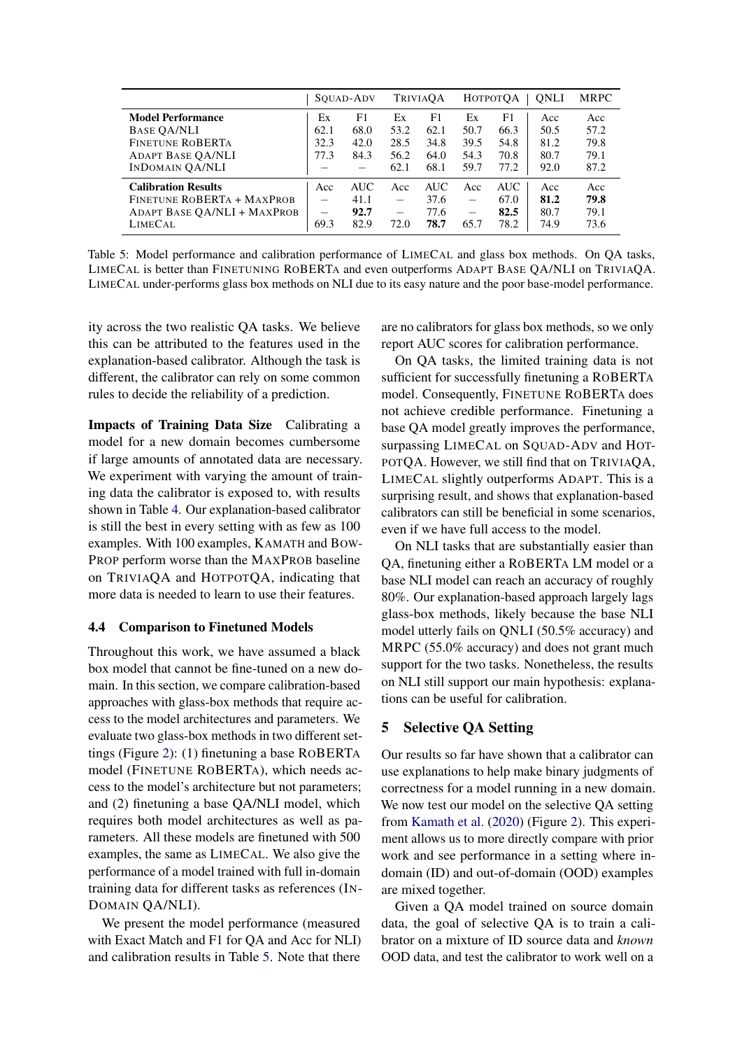| | SQuAD-Adv | | TriviaQA | | HotpotQA | | QNLI | MRPC |
|---|---|---|---|---|---|---|---|---|
| **Model Performance** | Ex | F1 | Ex | F1 | Ex | F1 | Acc | Acc |
| Base QA/NLI | 62.1 | 68.0 | 53.2 | 62.1 | 50.7 | 66.3 | 50.5 | 57.2 |
| Finetune RoBERTa | 32.3 | 42.0 | 28.5 | 34.8 | 39.5 | 54.8 | 81.2 | 79.8 |
| Adapt Base QA/NLI | 77.3 | 84.3 | 56.2 | 64.0 | 54.3 | 70.8 | 80.7 | 79.1 |
| InDomain QA/NLI | – | – | 62.1 | 68.1 | 59.7 | 77.2 | 92.0 | 87.2 |
| **Calibration Results** | Acc | AUC | Acc | AUC | Acc | AUC | Acc | Acc |
| Finetune RoBERTa + MaxProb | – | 41.1 | – | 37.6 | – | 67.0 | **81.2** | **79.8** |
| Adapt Base QA/NLI + MaxProb | – | **92.7** | – | 77.6 | – | **82.5** | 80.7 | 79.1 |
| LimeCal | 69.3 | 82.9 | 72.0 | **78.7** | 65.7 | 78.2 | 74.9 | 73.6 |

Table 5: Model performance and calibration performance of LimeCal and glass box methods. On QA tasks, LimeCal is better than Finetuning RoBERTa and even outperforms Adapt Base QA/NLI on TriviaQA. LimeCal under-performs glass box methods on NLI due to its easy nature and the poor base-model performance.

ity across the two realistic QA tasks. We believe this can be attributed to the features used in the explanation-based calibrator. Although the task is different, the calibrator can rely on some common rules to decide the reliability of a prediction.

**Impacts of Training Data Size** Calibrating a model for a new domain becomes cumbersome if large amounts of annotated data are necessary. We experiment with varying the amount of training data the calibrator is exposed to, with results shown in Table 4. Our explanation-based calibrator is still the best in every setting with as few as 100 examples. With 100 examples, Kamath and BowProp perform worse than the MaxProb baseline on TriviaQA and HotpotQA, indicating that more data is needed to learn to use their features.

### 4.4 Comparison to Finetuned Models

Throughout this work, we have assumed a black box model that cannot be fine-tuned on a new domain. In this section, we compare calibration-based approaches with glass-box methods that require access to the model architectures and parameters. We evaluate two glass-box methods in two different settings (Figure 2): (1) finetuning a base RoBERTa model (Finetune RoBERTa), which needs access to the model's architecture but not parameters; and (2) finetuning a base QA/NLI model, which requires both model architectures as well as parameters. All these models are finetuned with 500 examples, the same as LimeCal. We also give the performance of a model trained with full in-domain training data for different tasks as references (InDomain QA/NLI).

We present the model performance (measured with Exact Match and F1 for QA and Acc for NLI) and calibration results in Table 5. Note that there are no calibrators for glass box methods, so we only report AUC scores for calibration performance.

On QA tasks, the limited training data is not sufficient for successfully finetuning a RoBERTa model. Consequently, Finetune RoBERTa does not achieve credible performance. Finetuning a base QA model greatly improves the performance, surpassing LimeCal on SQuAD-Adv and HotpotQA. However, we still find that on TriviaQA, LimeCal slightly outperforms Adapt. This is a surprising result, and shows that explanation-based calibrators can still be beneficial in some scenarios, even if we have full access to the model.

On NLI tasks that are substantially easier than QA, finetuning either a RoBERTa LM model or a base NLI model can reach an accuracy of roughly 80%. Our explanation-based approach largely lags glass-box methods, likely because the base NLI model utterly fails on QNLI (50.5% accuracy) and MRPC (55.0% accuracy) and does not grant much support for the two tasks. Nonetheless, the results on NLI still support our main hypothesis: explanations can be useful for calibration.

## 5 Selective QA Setting

Our results so far have shown that a calibrator can use explanations to help make binary judgments of correctness for a model running in a new domain. We now test our model on the selective QA setting from Kamath et al. (2020) (Figure 2). This experiment allows us to more directly compare with prior work and see performance in a setting where in-domain (ID) and out-of-domain (OOD) examples are mixed together.

Given a QA model trained on source domain data, the goal of selective QA is to train a calibrator on a mixture of ID source data and *known* OOD data, and test the calibrator to work well on a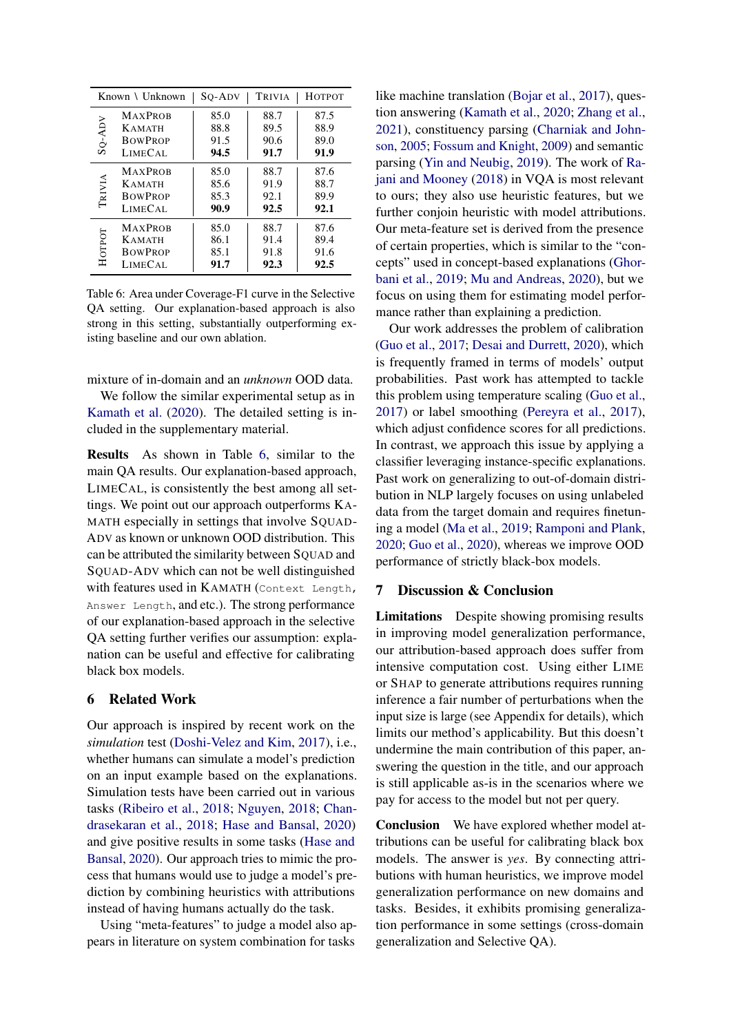| Known \ Unknown | | SQ-ADV | TRIVIA | HOTPOT |
|---|---|---|---|---|
| SQ-ADV | MAXPROB | 85.0 | 88.7 | 87.5 |
| | KAMATH | 88.8 | 89.5 | 88.9 |
| | BOWPROP | 91.5 | 90.6 | 89.0 |
| | LIMECAL | **94.5** | **91.7** | **91.9** |
| TRIVIA | MAXPROB | 85.0 | 88.7 | 87.6 |
| | KAMATH | 85.6 | 91.9 | 88.7 |
| | BOWPROP | 85.3 | 92.1 | 89.9 |
| | LIMECAL | **90.9** | **92.5** | **92.1** |
| HOTPOT | MAXPROB | 85.0 | 88.7 | 87.6 |
| | KAMATH | 86.1 | 91.4 | 89.4 |
| | BOWPROP | 85.1 | 91.8 | 91.6 |
| | LIMECAL | **91.7** | **92.3** | **92.5** |

Table 6: Area under Coverage-F1 curve in the Selective QA setting. Our explanation-based approach is also strong in this setting, substantially outperforming existing baseline and our own ablation.

mixture of in-domain and an *unknown* OOD data.

We follow the similar experimental setup as in Kamath et al. (2020). The detailed setting is included in the supplementary material.

**Results** As shown in Table 6, similar to the main QA results. Our explanation-based approach, LIMECAL, is consistently the best among all settings. We point out our approach outperforms KAMATH especially in settings that involve SQUAD-ADV as known or unknown OOD distribution. This can be attributed the similarity between SQUAD and SQUAD-ADV which can not be well distinguished with features used in KAMATH (`Context Length`, `Answer Length`, and etc.). The strong performance of our explanation-based approach in the selective QA setting further verifies our assumption: explanation can be useful and effective for calibrating black box models.

## 6 Related Work

Our approach is inspired by recent work on the *simulation* test (Doshi-Velez and Kim, 2017), i.e., whether humans can simulate a model's prediction on an input example based on the explanations. Simulation tests have been carried out in various tasks (Ribeiro et al., 2018; Nguyen, 2018; Chandrasekaran et al., 2018; Hase and Bansal, 2020) and give positive results in some tasks (Hase and Bansal, 2020). Our approach tries to mimic the process that humans would use to judge a model's prediction by combining heuristics with attributions instead of having humans actually do the task.

Using "meta-features" to judge a model also appears in literature on system combination for tasks like machine translation (Bojar et al., 2017), question answering (Kamath et al., 2020; Zhang et al., 2021), constituency parsing (Charniak and Johnson, 2005; Fossum and Knight, 2009) and semantic parsing (Yin and Neubig, 2019). The work of Rajani and Mooney (2018) in VQA is most relevant to ours; they also use heuristic features, but we further conjoin heuristic with model attributions. Our meta-feature set is derived from the presence of certain properties, which is similar to the "concepts" used in concept-based explanations (Ghorbani et al., 2019; Mu and Andreas, 2020), but we focus on using them for estimating model performance rather than explaining a prediction.

Our work addresses the problem of calibration (Guo et al., 2017; Desai and Durrett, 2020), which is frequently framed in terms of models' output probabilities. Past work has attempted to tackle this problem using temperature scaling (Guo et al., 2017) or label smoothing (Pereyra et al., 2017), which adjust confidence scores for all predictions. In contrast, we approach this issue by applying a classifier leveraging instance-specific explanations. Past work on generalizing to out-of-domain distribution in NLP largely focuses on using unlabeled data from the target domain and requires finetuning a model (Ma et al., 2019; Ramponi and Plank, 2020; Guo et al., 2020), whereas we improve OOD performance of strictly black-box models.

## 7 Discussion & Conclusion

**Limitations** Despite showing promising results in improving model generalization performance, our attribution-based approach does suffer from intensive computation cost. Using either LIME or SHAP to generate attributions requires running inference a fair number of perturbations when the input size is large (see Appendix for details), which limits our method's applicability. But this doesn't undermine the main contribution of this paper, answering the question in the title, and our approach is still applicable as-is in the scenarios where we pay for access to the model but not per query.

**Conclusion** We have explored whether model attributions can be useful for calibrating black box models. The answer is *yes*. By connecting attributions with human heuristics, we improve model generalization performance on new domains and tasks. Besides, it exhibits promising generalization performance in some settings (cross-domain generalization and Selective QA).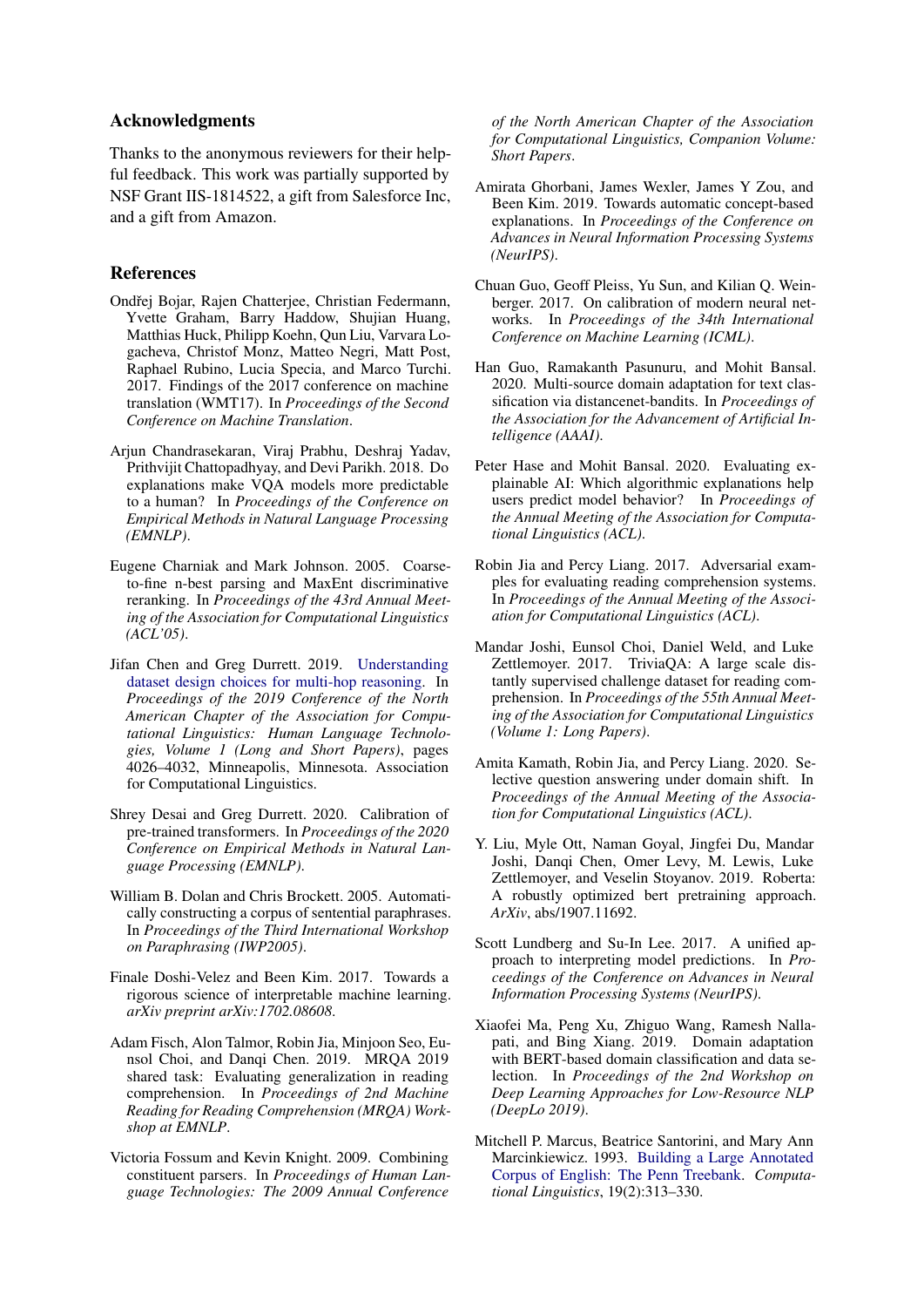## Acknowledgments

Thanks to the anonymous reviewers for their helpful feedback. This work was partially supported by NSF Grant IIS-1814522, a gift from Salesforce Inc, and a gift from Amazon.

## References

Ondřej Bojar, Rajen Chatterjee, Christian Federmann, Yvette Graham, Barry Haddow, Shujian Huang, Matthias Huck, Philipp Koehn, Qun Liu, Varvara Logacheva, Christof Monz, Matteo Negri, Matt Post, Raphael Rubino, Lucia Specia, and Marco Turchi. 2017. Findings of the 2017 conference on machine translation (WMT17). In *Proceedings of the Second Conference on Machine Translation*.

Arjun Chandrasekaran, Viraj Prabhu, Deshraj Yadav, Prithvijit Chattopadhyay, and Devi Parikh. 2018. Do explanations make VQA models more predictable to a human? In *Proceedings of the Conference on Empirical Methods in Natural Language Processing (EMNLP)*.

Eugene Charniak and Mark Johnson. 2005. Coarse-to-fine n-best parsing and MaxEnt discriminative reranking. In *Proceedings of the 43rd Annual Meeting of the Association for Computational Linguistics (ACL'05)*.

Jifan Chen and Greg Durrett. 2019. Understanding dataset design choices for multi-hop reasoning. In *Proceedings of the 2019 Conference of the North American Chapter of the Association for Computational Linguistics: Human Language Technologies, Volume 1 (Long and Short Papers)*, pages 4026–4032, Minneapolis, Minnesota. Association for Computational Linguistics.

Shrey Desai and Greg Durrett. 2020. Calibration of pre-trained transformers. In *Proceedings of the 2020 Conference on Empirical Methods in Natural Language Processing (EMNLP)*.

William B. Dolan and Chris Brockett. 2005. Automatically constructing a corpus of sentential paraphrases. In *Proceedings of the Third International Workshop on Paraphrasing (IWP2005)*.

Finale Doshi-Velez and Been Kim. 2017. Towards a rigorous science of interpretable machine learning. *arXiv preprint arXiv:1702.08608*.

Adam Fisch, Alon Talmor, Robin Jia, Minjoon Seo, Eunsol Choi, and Danqi Chen. 2019. MRQA 2019 shared task: Evaluating generalization in reading comprehension. In *Proceedings of 2nd Machine Reading for Reading Comprehension (MRQA) Workshop at EMNLP*.

Victoria Fossum and Kevin Knight. 2009. Combining constituent parsers. In *Proceedings of Human Language Technologies: The 2009 Annual Conference of the North American Chapter of the Association for Computational Linguistics, Companion Volume: Short Papers*.

Amirata Ghorbani, James Wexler, James Y Zou, and Been Kim. 2019. Towards automatic concept-based explanations. In *Proceedings of the Conference on Advances in Neural Information Processing Systems (NeurIPS)*.

Chuan Guo, Geoff Pleiss, Yu Sun, and Kilian Q. Weinberger. 2017. On calibration of modern neural networks. In *Proceedings of the 34th International Conference on Machine Learning (ICML)*.

Han Guo, Ramakanth Pasunuru, and Mohit Bansal. 2020. Multi-source domain adaptation for text classification via distancenet-bandits. In *Proceedings of the Association for the Advancement of Artificial Intelligence (AAAI)*.

Peter Hase and Mohit Bansal. 2020. Evaluating explainable AI: Which algorithmic explanations help users predict model behavior? In *Proceedings of the Annual Meeting of the Association for Computational Linguistics (ACL)*.

Robin Jia and Percy Liang. 2017. Adversarial examples for evaluating reading comprehension systems. In *Proceedings of the Annual Meeting of the Association for Computational Linguistics (ACL)*.

Mandar Joshi, Eunsol Choi, Daniel Weld, and Luke Zettlemoyer. 2017. TriviaQA: A large scale distantly supervised challenge dataset for reading comprehension. In *Proceedings of the 55th Annual Meeting of the Association for Computational Linguistics (Volume 1: Long Papers)*.

Amita Kamath, Robin Jia, and Percy Liang. 2020. Selective question answering under domain shift. In *Proceedings of the Annual Meeting of the Association for Computational Linguistics (ACL)*.

Y. Liu, Myle Ott, Naman Goyal, Jingfei Du, Mandar Joshi, Danqi Chen, Omer Levy, M. Lewis, Luke Zettlemoyer, and Veselin Stoyanov. 2019. Roberta: A robustly optimized bert pretraining approach. *ArXiv*, abs/1907.11692.

Scott Lundberg and Su-In Lee. 2017. A unified approach to interpreting model predictions. In *Proceedings of the Conference on Advances in Neural Information Processing Systems (NeurIPS)*.

Xiaofei Ma, Peng Xu, Zhiguo Wang, Ramesh Nallapati, and Bing Xiang. 2019. Domain adaptation with BERT-based domain classification and data selection. In *Proceedings of the 2nd Workshop on Deep Learning Approaches for Low-Resource NLP (DeepLo 2019)*.

Mitchell P. Marcus, Beatrice Santorini, and Mary Ann Marcinkiewicz. 1993. Building a Large Annotated Corpus of English: The Penn Treebank. *Computational Linguistics*, 19(2):313–330.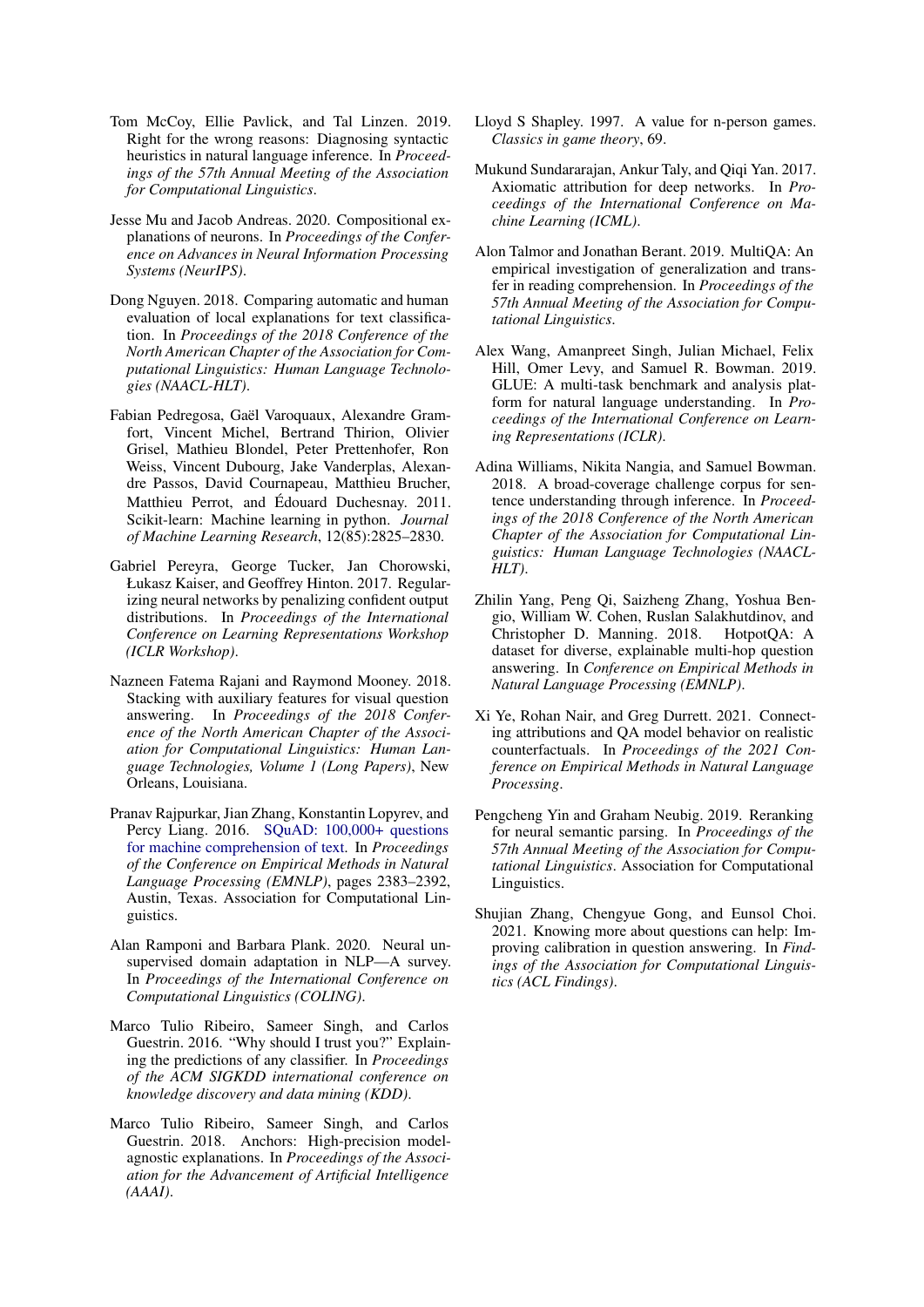Tom McCoy, Ellie Pavlick, and Tal Linzen. 2019. Right for the wrong reasons: Diagnosing syntactic heuristics in natural language inference. In *Proceedings of the 57th Annual Meeting of the Association for Computational Linguistics*.

Jesse Mu and Jacob Andreas. 2020. Compositional explanations of neurons. In *Proceedings of the Conference on Advances in Neural Information Processing Systems (NeurIPS)*.

Dong Nguyen. 2018. Comparing automatic and human evaluation of local explanations for text classification. In *Proceedings of the 2018 Conference of the North American Chapter of the Association for Computational Linguistics: Human Language Technologies (NAACL-HLT)*.

Fabian Pedregosa, Gaël Varoquaux, Alexandre Gramfort, Vincent Michel, Bertrand Thirion, Olivier Grisel, Mathieu Blondel, Peter Prettenhofer, Ron Weiss, Vincent Dubourg, Jake Vanderplas, Alexandre Passos, David Cournapeau, Matthieu Brucher, Matthieu Perrot, and Édouard Duchesnay. 2011. Scikit-learn: Machine learning in python. *Journal of Machine Learning Research*, 12(85):2825–2830.

Gabriel Pereyra, George Tucker, Jan Chorowski, Łukasz Kaiser, and Geoffrey Hinton. 2017. Regularizing neural networks by penalizing confident output distributions. In *Proceedings of the International Conference on Learning Representations Workshop (ICLR Workshop)*.

Nazneen Fatema Rajani and Raymond Mooney. 2018. Stacking with auxiliary features for visual question answering. In *Proceedings of the 2018 Conference of the North American Chapter of the Association for Computational Linguistics: Human Language Technologies, Volume 1 (Long Papers)*, New Orleans, Louisiana.

Pranav Rajpurkar, Jian Zhang, Konstantin Lopyrev, and Percy Liang. 2016. SQuAD: 100,000+ questions for machine comprehension of text. In *Proceedings of the Conference on Empirical Methods in Natural Language Processing (EMNLP)*, pages 2383–2392, Austin, Texas. Association for Computational Linguistics.

Alan Ramponi and Barbara Plank. 2020. Neural unsupervised domain adaptation in NLP—A survey. In *Proceedings of the International Conference on Computational Linguistics (COLING)*.

Marco Tulio Ribeiro, Sameer Singh, and Carlos Guestrin. 2016. "Why should I trust you?" Explaining the predictions of any classifier. In *Proceedings of the ACM SIGKDD international conference on knowledge discovery and data mining (KDD)*.

Marco Tulio Ribeiro, Sameer Singh, and Carlos Guestrin. 2018. Anchors: High-precision model-agnostic explanations. In *Proceedings of the Association for the Advancement of Artificial Intelligence (AAAI)*.

Lloyd S Shapley. 1997. A value for n-person games. *Classics in game theory*, 69.

Mukund Sundararajan, Ankur Taly, and Qiqi Yan. 2017. Axiomatic attribution for deep networks. In *Proceedings of the International Conference on Machine Learning (ICML)*.

Alon Talmor and Jonathan Berant. 2019. MultiQA: An empirical investigation of generalization and transfer in reading comprehension. In *Proceedings of the 57th Annual Meeting of the Association for Computational Linguistics*.

Alex Wang, Amanpreet Singh, Julian Michael, Felix Hill, Omer Levy, and Samuel R. Bowman. 2019. GLUE: A multi-task benchmark and analysis platform for natural language understanding. In *Proceedings of the International Conference on Learning Representations (ICLR)*.

Adina Williams, Nikita Nangia, and Samuel Bowman. 2018. A broad-coverage challenge corpus for sentence understanding through inference. In *Proceedings of the 2018 Conference of the North American Chapter of the Association for Computational Linguistics: Human Language Technologies (NAACL-HLT)*.

Zhilin Yang, Peng Qi, Saizheng Zhang, Yoshua Bengio, William W. Cohen, Ruslan Salakhutdinov, and Christopher D. Manning. 2018. HotpotQA: A dataset for diverse, explainable multi-hop question answering. In *Conference on Empirical Methods in Natural Language Processing (EMNLP)*.

Xi Ye, Rohan Nair, and Greg Durrett. 2021. Connecting attributions and QA model behavior on realistic counterfactuals. In *Proceedings of the 2021 Conference on Empirical Methods in Natural Language Processing*.

Pengcheng Yin and Graham Neubig. 2019. Reranking for neural semantic parsing. In *Proceedings of the 57th Annual Meeting of the Association for Computational Linguistics*. Association for Computational Linguistics.

Shujian Zhang, Chengyue Gong, and Eunsol Choi. 2021. Knowing more about questions can help: Improving calibration in question answering. In *Findings of the Association for Computational Linguistics (ACL Findings)*.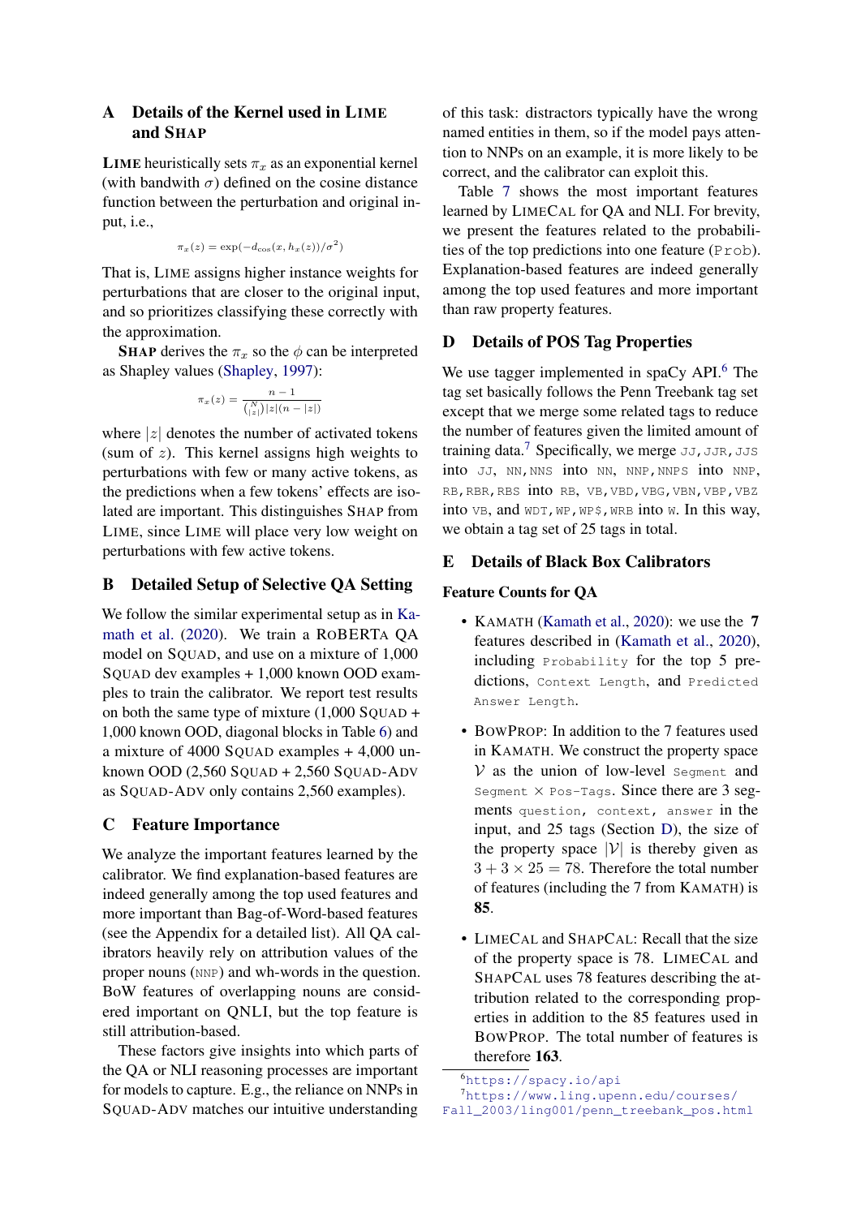# A Details of the Kernel used in LIME and SHAP

LIME heuristically sets $\pi_x$ as an exponential kernel (with bandwith $\sigma$) defined on the cosine distance function between the perturbation and original input, i.e.,

$$\pi_x(z) = \exp(-d_{\cos}(x, h_x(z))/\sigma^2)$$

That is, LIME assigns higher instance weights for perturbations that are closer to the original input, and so prioritizes classifying these correctly with the approximation.

SHAP derives the $\pi_x$ so the $\phi$ can be interpreted as Shapley values (Shapley, 1997):

$$\pi_x(z) = \frac{n-1}{\binom{N}{|z|}|z|(n-|z|)}$$

where $|z|$ denotes the number of activated tokens (sum of $z$). This kernel assigns high weights to perturbations with few or many active tokens, as the predictions when a few tokens' effects are isolated are important. This distinguishes SHAP from LIME, since LIME will place very low weight on perturbations with few active tokens.

# B Detailed Setup of Selective QA Setting

We follow the similar experimental setup as in Kamath et al. (2020). We train a ROBERTA QA model on SQUAD, and use on a mixture of 1,000 SQUAD dev examples + 1,000 known OOD examples to train the calibrator. We report test results on both the same type of mixture (1,000 SQUAD + 1,000 known OOD, diagonal blocks in Table 6) and a mixture of 4000 SQUAD examples + 4,000 unknown OOD (2,560 SQUAD + 2,560 SQUAD-ADV as SQUAD-ADV only contains 2,560 examples).

# C Feature Importance

We analyze the important features learned by the calibrator. We find explanation-based features are indeed generally among the top used features and more important than Bag-of-Word-based features (see the Appendix for a detailed list). All QA calibrators heavily rely on attribution values of the proper nouns (NNP) and wh-words in the question. BoW features of overlapping nouns are considered important on QNLI, but the top feature is still attribution-based.

These factors give insights into which parts of the QA or NLI reasoning processes are important for models to capture. E.g., the reliance on NNPs in SQUAD-ADV matches our intuitive understanding of this task: distractors typically have the wrong named entities in them, so if the model pays attention to NNPs on an example, it is more likely to be correct, and the calibrator can exploit this.

Table 7 shows the most important features learned by LIMECAL for QA and NLI. For brevity, we present the features related to the probabilities of the top predictions into one feature (`Prob`). Explanation-based features are indeed generally among the top used features and more important than raw property features.

# D Details of POS Tag Properties

We use tagger implemented in spaCy API.[6] The tag set basically follows the Penn Treebank tag set except that we merge some related tags to reduce the number of features given the limited amount of training data.[7] Specifically, we merge `JJ,JJR,JJS` into `JJ`, `NN,NNS` into `NN`, `NNP,NNPS` into `NNP`, `RB,RBR,RBS` into `RB`, `VB,VBD,VBG,VBN,VBP,VBZ` into `VB`, and `WDT,WP,WP$,WRB` into `W`. In this way, we obtain a tag set of 25 tags in total.

# E Details of Black Box Calibrators

## Feature Counts for QA

- KAMATH (Kamath et al., 2020): we use the **7** features described in (Kamath et al., 2020), including `Probability` for the top 5 predictions, `Context Length`, and `Predicted Answer Length`.
- BOWPROP: In addition to the 7 features used in KAMATH. We construct the property space $\mathcal{V}$ as the union of low-level `Segment` and `Segment` $\times$ `Pos-Tags`. Since there are 3 segments `question`, `context`, `answer` in the input, and 25 tags (Section D), the size of the property space $|\mathcal{V}|$ is thereby given as $3 + 3 \times 25 = 78$. Therefore the total number of features (including the 7 from KAMATH) is **85**.
- LIMECAL and SHAPCAL: Recall that the size of the property space is 78. LIMECAL and SHAPCAL uses 78 features describing the attribution related to the corresponding properties in addition to the 85 features used in BOWPROP. The total number of features is therefore **163**.

[6] https://spacy.io/api

[7] https://www.ling.upenn.edu/courses/Fall_2003/ling001/penn_treebank_pos.html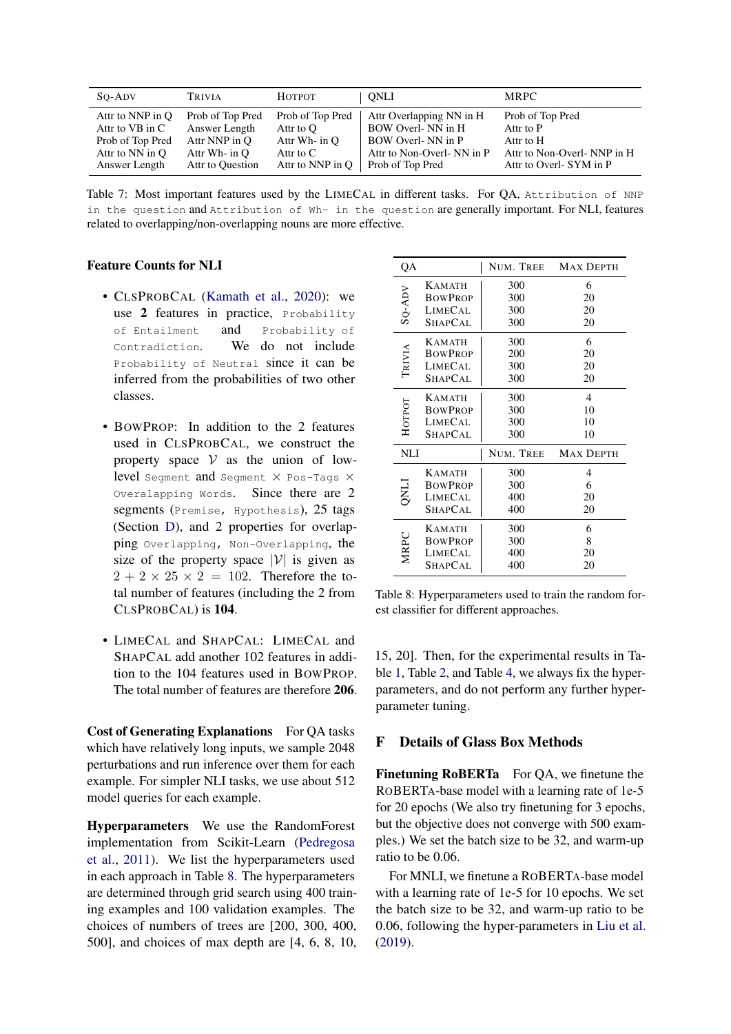| SQ-ADV | TRIVIA | HOTPOT | QNLI | MRPC |
|---|---|---|---|---|
| Attr to NNP in Q | Prob of Top Pred | Prob of Top Pred | Attr Overlapping NN in H | Prob of Top Pred |
| Attr to VB in C | Answer Length | Attr to Q | BOW Overl- NN in H | Attr to P |
| Prob of Top Pred | Attr NNP in Q | Attr Wh- in Q | BOW Overl- NN in P | Attr to H |
| Attr to NN in Q | Attr Wh- in Q | Attr to C | Attr to Non-Overl- NN in P | Attr to Non-Overl- NNP in H |
| Answer Length | Attr to Question | Attr to NNP in Q | Prob of Top Pred | Attr to Overl- SYM in P |

Table 7: Most important features used by the LIMECAL in different tasks. For QA, `Attribution of NNP in the question` and `Attribution of Wh- in the question` are generally important. For NLI, features related to overlapping/non-overlapping nouns are more effective.

**Feature Counts for NLI**

- CLSPROBCAL (Kamath et al., 2020): we use **2** features in practice, `Probability of Entailment` and `Probability of Contradiction`. We do not include `Probability of Neutral` since it can be inferred from the probabilities of two other classes.
- BOWPROP: In addition to the 2 features used in CLSPROBCAL, we construct the property space $\mathcal{V}$ as the union of low-level `Segment` and `Segment` × `Pos-Tags` × `Overalapping Words`. Since there are 2 segments (`Premise`, `Hypothesis`), 25 tags (Section D), and 2 properties for overlapping `Overlapping`, `Non-Overlapping`, the size of the property space $|\mathcal{V}|$ is given as $2 + 2 \times 25 \times 2 = 102$. Therefore the total number of features (including the 2 from CLSPROBCAL) is **104**.
- LIMECAL and SHAPCAL: LIMECAL and SHAPCAL add another 102 features in addition to the 104 features used in BOWPROP. The total number of features are therefore **206**.

**Cost of Generating Explanations** For QA tasks which have relatively long inputs, we sample 2048 perturbations and run inference over them for each example. For simpler NLI tasks, we use about 512 model queries for each example.

**Hyperparameters** We use the RandomForest implementation from Scikit-Learn (Pedregosa et al., 2011). We list the hyperparameters used in each approach in Table 8. The hyperparameters are determined through grid search using 400 training examples and 100 validation examples. The choices of numbers of trees are [200, 300, 400, 500], and choices of max depth are [4, 6, 8, 10, 15, 20]. Then, for the experimental results in Table 1, Table 2, and Table 4, we always fix the hyperparameters, and do not perform any further hyperparameter tuning.

| QA | | NUM. TREE | MAX DEPTH |
|---|---|---|---|
| SQ-ADV | KAMATH | 300 | 6 |
| | BOWPROP | 300 | 20 |
| | LIMECAL | 300 | 20 |
| | SHAPCAL | 300 | 20 |
| TRIVIA | KAMATH | 300 | 6 |
| | BOWPROP | 200 | 20 |
| | LIMECAL | 300 | 20 |
| | SHAPCAL | 300 | 20 |
| HOTPOT | KAMATH | 300 | 4 |
| | BOWPROP | 300 | 10 |
| | LIMECAL | 300 | 10 |
| | SHAPCAL | 300 | 10 |
| **NLI** | | **NUM. TREE** | **MAX DEPTH** |
| QNLI | KAMATH | 300 | 4 |
| | BOWPROP | 300 | 6 |
| | LIMECAL | 400 | 20 |
| | SHAPCAL | 400 | 20 |
| MRPC | KAMATH | 300 | 6 |
| | BOWPROP | 300 | 8 |
| | LIMECAL | 400 | 20 |
| | SHAPCAL | 400 | 20 |

Table 8: Hyperparameters used to train the random forest classifier for different approaches.

## F Details of Glass Box Methods

**Finetuning RoBERTa** For QA, we finetune the ROBERTA-base model with a learning rate of 1e-5 for 20 epochs (We also try finetuning for 3 epochs, but the objective does not converge with 500 examples.) We set the batch size to be 32, and warm-up ratio to be 0.06.

For MNLI, we finetune a ROBERTA-base model with a learning rate of 1e-5 for 10 epochs. We set the batch size to be 32, and warm-up ratio to be 0.06, following the hyper-parameters in Liu et al. (2019).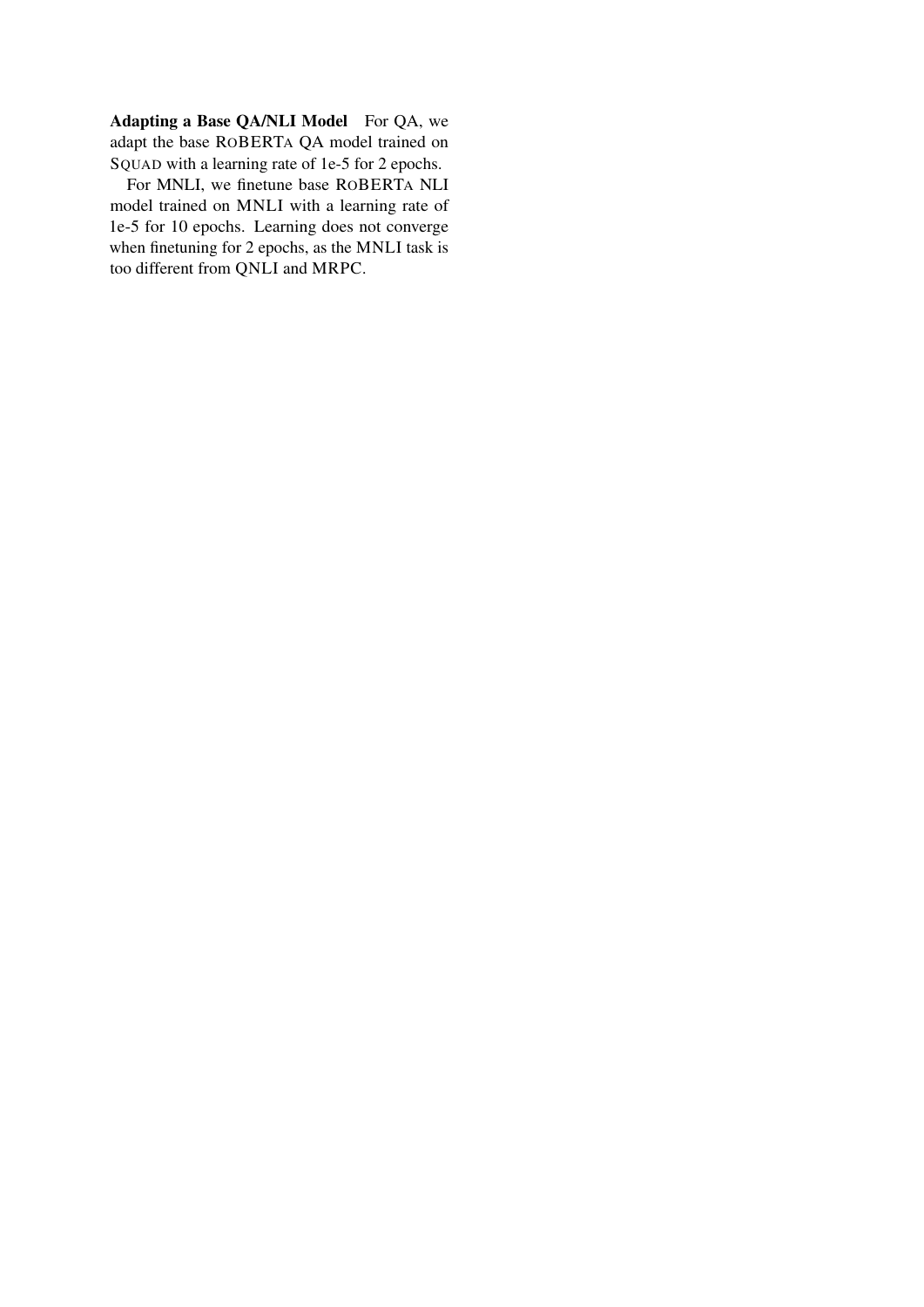**Adapting a Base QA/NLI Model** For QA, we adapt the base RoBERTa QA model trained on SQuAD with a learning rate of 1e-5 for 2 epochs.

For MNLI, we finetune base RoBERTa NLI model trained on MNLI with a learning rate of 1e-5 for 10 epochs. Learning does not converge when finetuning for 2 epochs, as the MNLI task is too different from QNLI and MRPC.